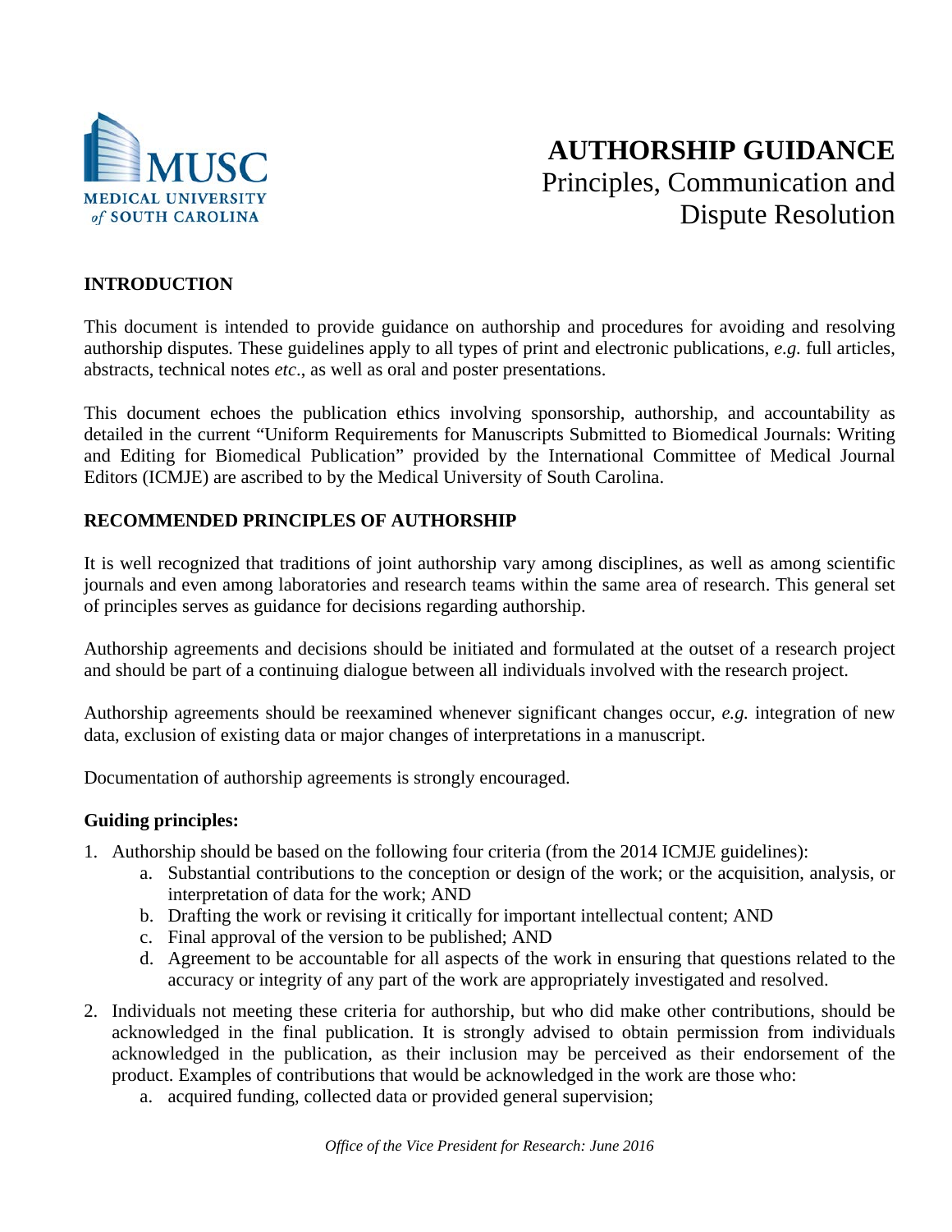# AUTHORSHIP GUIDANCE

## Principles, Communication and Dispute Resolution

### INTRODUCTION

This document is intended to provide guidance on authorship and procedures for avoiding and resolving authorship disputes. These guidelines apply to all types of print and electronic publications, *e.g.* full articles, abstracts, technical notes *etc*., as well as oral and poster presentations.

This document echoes the publication ethics involving sponsorship, authorship, and accountability as detailed in the current "Uniform Requirements for Manuscripts Submitted to Biomedical Journals: Writing and Editing for Biomedical Publication" provided by the International Committee of Medical Journal Editors (ICMJE) are ascribed to by the Medical University of South Carolina.

### RECOMMENDED PRINCIPLES OF AUTHORSHIP

It is well recognized that traditions of joint authorship vary among disciplines, as well as among scientific journals and even among laboratories and research teams within the same area of research. This general set of principles serves as guidance for decisions regarding authorship.

Authorship agreements and decisions should be initiated and formulated at the outset of a research project and should be part of a continuing dialogue between all individuals involved with the research project.

Authorship agreements should be reexamined whenever significant changes occur, *e.g.* integration of new data, exclusion of existing data or major changes of interpretations in a manuscript.

Documentation of authorship agreements is strongly encouraged.

**Guiding principles:**

1. Authorship should be based on the following four criteria (from the 2014 ICMJE guidelines):
   a. Substantial contributions to the conception or design of the work; or the acquisition, analysis, or interpretation of data for the work; AND
   b. Drafting the work or revising it critically for important intellectual content; AND
   c. Final approval of the version to be published; AND
   d. Agreement to be accountable for all aspects of the work in ensuring that questions related to the accuracy or integrity of any part of the work are appropriately investigated and resolved.
2. Individuals not meeting these criteria for authorship, but who did make other contributions, should be acknowledged in the final publication. It is strongly advised to obtain permission from individuals acknowledged in the publication, as their inclusion may be perceived as their endorsement of the product. Examples of contributions that would be acknowledged in the work are those who:
   a. acquired funding, collected data or provided general supervision;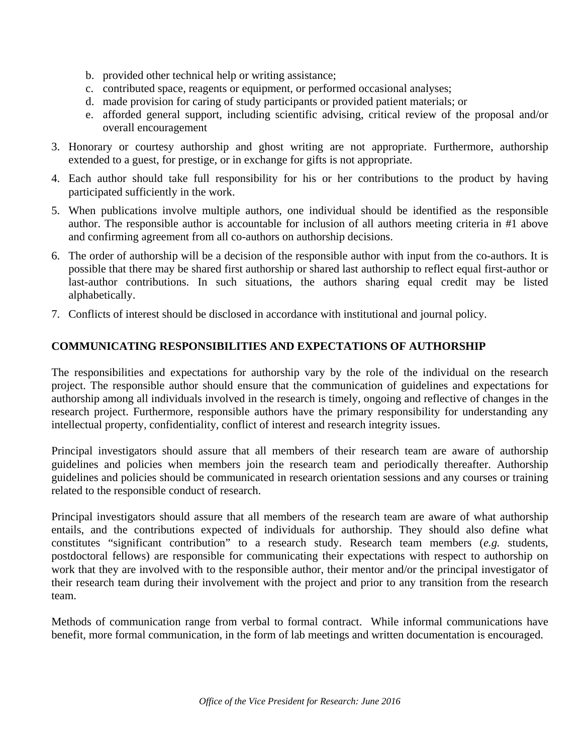b. provided other technical help or writing assistance;
  c. contributed space, reagents or equipment, or performed occasional analyses;
  d. made provision for caring of study participants or provided patient materials; or
  e. afforded general support, including scientific advising, critical review of the proposal and/or overall encouragement

3. Honorary or courtesy authorship and ghost writing are not appropriate. Furthermore, authorship extended to a guest, for prestige, or in exchange for gifts is not appropriate.

4. Each author should take full responsibility for his or her contributions to the product by having participated sufficiently in the work.

5. When publications involve multiple authors, one individual should be identified as the responsible author. The responsible author is accountable for inclusion of all authors meeting criteria in #1 above and confirming agreement from all co-authors on authorship decisions.

6. The order of authorship will be a decision of the responsible author with input from the co-authors. It is possible that there may be shared first authorship or shared last authorship to reflect equal first-author or last-author contributions. In such situations, the authors sharing equal credit may be listed alphabetically.

7. Conflicts of interest should be disclosed in accordance with institutional and journal policy.

## COMMUNICATING RESPONSIBILITIES AND EXPECTATIONS OF AUTHORSHIP

The responsibilities and expectations for authorship vary by the role of the individual on the research project. The responsible author should ensure that the communication of guidelines and expectations for authorship among all individuals involved in the research is timely, ongoing and reflective of changes in the research project. Furthermore, responsible authors have the primary responsibility for understanding any intellectual property, confidentiality, conflict of interest and research integrity issues.

Principal investigators should assure that all members of their research team are aware of authorship guidelines and policies when members join the research team and periodically thereafter. Authorship guidelines and policies should be communicated in research orientation sessions and any courses or training related to the responsible conduct of research.

Principal investigators should assure that all members of the research team are aware of what authorship entails, and the contributions expected of individuals for authorship. They should also define what constitutes "significant contribution" to a research study. Research team members (*e.g.* students, postdoctoral fellows) are responsible for communicating their expectations with respect to authorship on work that they are involved with to the responsible author, their mentor and/or the principal investigator of their research team during their involvement with the project and prior to any transition from the research team.

Methods of communication range from verbal to formal contract. While informal communications have benefit, more formal communication, in the form of lab meetings and written documentation is encouraged.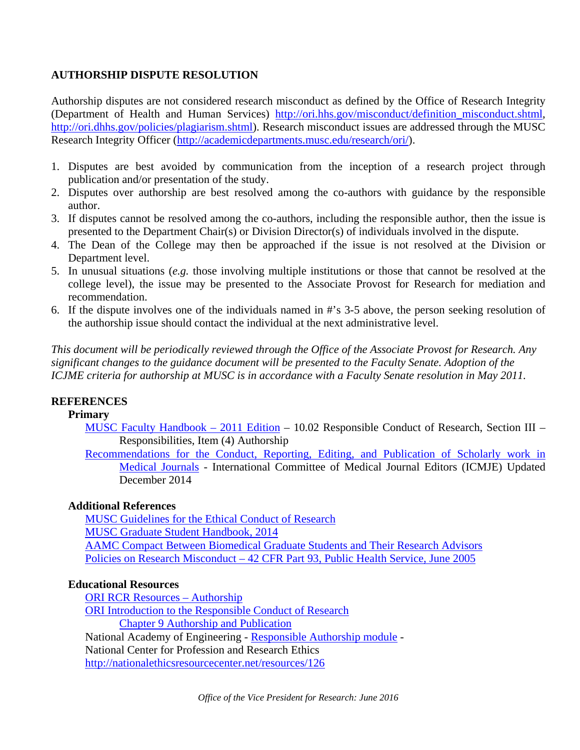## AUTHORSHIP DISPUTE RESOLUTION

Authorship disputes are not considered research misconduct as defined by the Office of Research Integrity (Department of Health and Human Services) http://ori.hhs.gov/misconduct/definition_misconduct.shtml, http://ori.dhhs.gov/policies/plagiarism.shtml). Research misconduct issues are addressed through the MUSC Research Integrity Officer (http://academicdepartments.musc.edu/research/ori/).

1. Disputes are best avoided by communication from the inception of a research project through publication and/or presentation of the study.
2. Disputes over authorship are best resolved among the co-authors with guidance by the responsible author.
3. If disputes cannot be resolved among the co-authors, including the responsible author, then the issue is presented to the Department Chair(s) or Division Director(s) of individuals involved in the dispute.
4. The Dean of the College may then be approached if the issue is not resolved at the Division or Department level.
5. In unusual situations (*e.g.* those involving multiple institutions or those that cannot be resolved at the college level), the issue may be presented to the Associate Provost for Research for mediation and recommendation.
6. If the dispute involves one of the individuals named in #'s 3-5 above, the person seeking resolution of the authorship issue should contact the individual at the next administrative level.

*This document will be periodically reviewed through the Office of the Associate Provost for Research. Any significant changes to the guidance document will be presented to the Faculty Senate. Adoption of the ICJME criteria for authorship at MUSC is in accordance with a Faculty Senate resolution in May 2011.*

## REFERENCES

### Primary

MUSC Faculty Handbook – 2011 Edition – 10.02 Responsible Conduct of Research, Section III – Responsibilities, Item (4) Authorship

Recommendations for the Conduct, Reporting, Editing, and Publication of Scholarly work in Medical Journals - International Committee of Medical Journal Editors (ICMJE) Updated December 2014

### Additional References

MUSC Guidelines for the Ethical Conduct of Research
MUSC Graduate Student Handbook, 2014
AAMC Compact Between Biomedical Graduate Students and Their Research Advisors
Policies on Research Misconduct – 42 CFR Part 93, Public Health Service, June 2005

### Educational Resources

ORI RCR Resources – Authorship
ORI Introduction to the Responsible Conduct of Research
Chapter 9 Authorship and Publication
National Academy of Engineering - Responsible Authorship module -
National Center for Profession and Research Ethics
http://nationalethicsresourcecenter.net/resources/126

*Office of the Vice President for Research: June 2016*